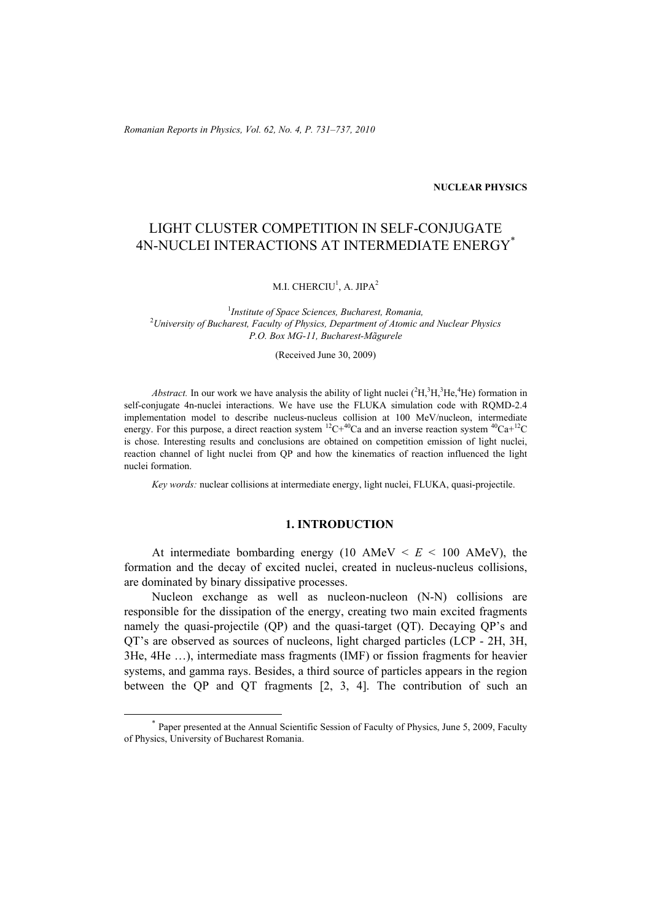**NUCLEAR PHYSICS**

# LIGHT CLUSTER COMPETITION IN SELF-CONJUGATE 4N-NUCLEI INTERACTIONS AT INTERMEDIATE ENERGY*

M.I. CHERCIU[1], A. JIPA[2]

[1]*Institute of Space Sciences, Bucharest, Romania,*
[2]*University of Bucharest, Faculty of Physics, Department of Atomic and Nuclear Physics P.O. Box MG-11, Bucharest-Măgurele*

(Received June 30, 2009)

*Abstract.* In our work we have analysis the ability of light nuclei ($^{2}$H,$^{3}$H,$^{3}$He,$^{4}$He) formation in self-conjugate 4n-nuclei interactions. We have use the FLUKA simulation code with RQMD-2.4 implementation model to describe nucleus-nucleus collision at 100 MeV/nucleon, intermediate energy. For this purpose, a direct reaction system $^{12}$C+$^{40}$Ca and an inverse reaction system $^{40}$Ca+$^{12}$C is chose. Interesting results and conclusions are obtained on competition emission of light nuclei, reaction channel of light nuclei from QP and how the kinematics of reaction influenced the light nuclei formation.

*Key words:* nuclear collisions at intermediate energy, light nuclei, FLUKA, quasi-projectile.

## 1. INTRODUCTION

At intermediate bombarding energy (10 AMeV < $E$ < 100 AMeV), the formation and the decay of excited nuclei, created in nucleus-nucleus collisions, are dominated by binary dissipative processes.

Nucleon exchange as well as nucleon-nucleon (N-N) collisions are responsible for the dissipation of the energy, creating two main excited fragments namely the quasi-projectile (QP) and the quasi-target (QT). Decaying QP's and QT's are observed as sources of nucleons, light charged particles (LCP - 2H, 3H, 3He, 4He …), intermediate mass fragments (IMF) or fission fragments for heavier systems, and gamma rays. Besides, a third source of particles appears in the region between the QP and QT fragments [2, 3, 4]. The contribution of such an

* Paper presented at the Annual Scientific Session of Faculty of Physics, June 5, 2009, Faculty of Physics, University of Bucharest Romania.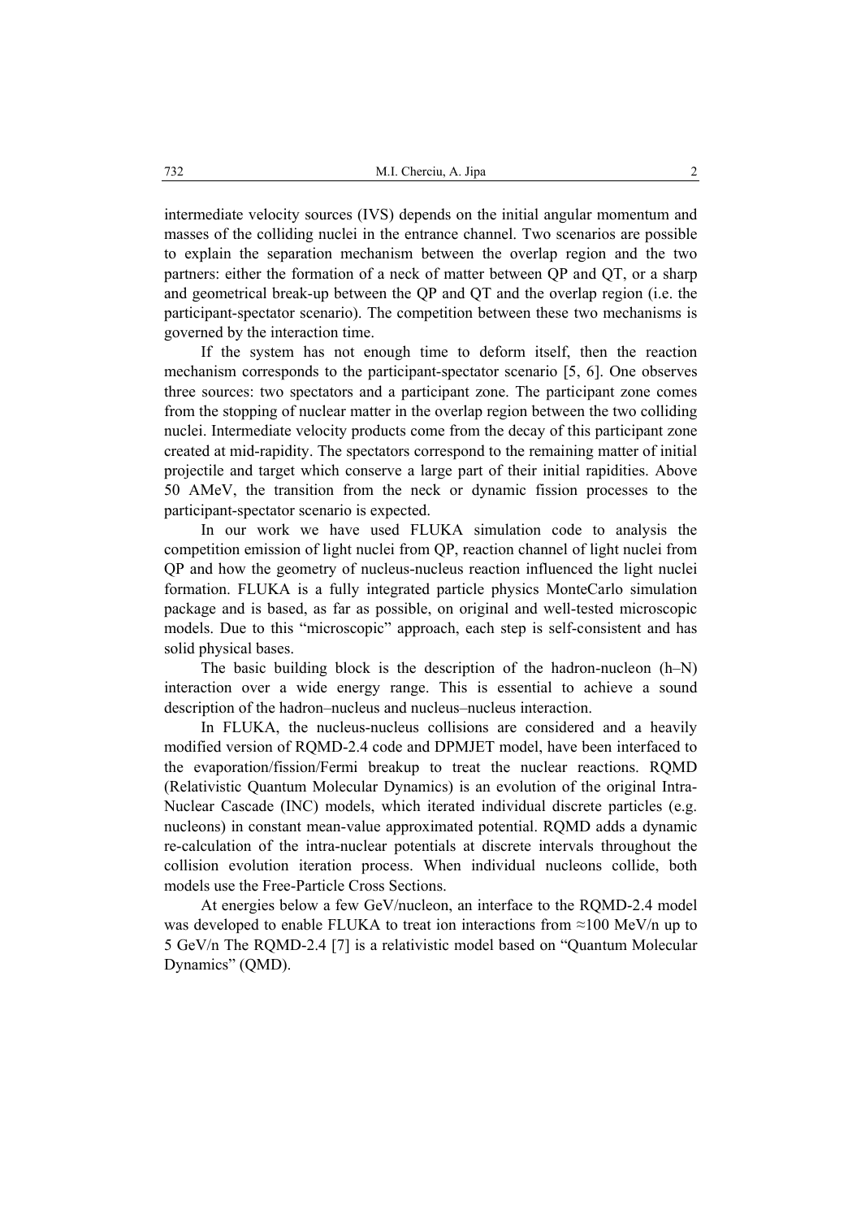intermediate velocity sources (IVS) depends on the initial angular momentum and masses of the colliding nuclei in the entrance channel. Two scenarios are possible to explain the separation mechanism between the overlap region and the two partners: either the formation of a neck of matter between QP and QT, or a sharp and geometrical break-up between the QP and QT and the overlap region (i.e. the participant-spectator scenario). The competition between these two mechanisms is governed by the interaction time.

If the system has not enough time to deform itself, then the reaction mechanism corresponds to the participant-spectator scenario [5, 6]. One observes three sources: two spectators and a participant zone. The participant zone comes from the stopping of nuclear matter in the overlap region between the two colliding nuclei. Intermediate velocity products come from the decay of this participant zone created at mid-rapidity. The spectators correspond to the remaining matter of initial projectile and target which conserve a large part of their initial rapidities. Above 50 AMeV, the transition from the neck or dynamic fission processes to the participant-spectator scenario is expected.

In our work we have used FLUKA simulation code to analysis the competition emission of light nuclei from QP, reaction channel of light nuclei from QP and how the geometry of nucleus-nucleus reaction influenced the light nuclei formation. FLUKA is a fully integrated particle physics MonteCarlo simulation package and is based, as far as possible, on original and well-tested microscopic models. Due to this "microscopic" approach, each step is self-consistent and has solid physical bases.

The basic building block is the description of the hadron-nucleon (h–N) interaction over a wide energy range. This is essential to achieve a sound description of the hadron–nucleus and nucleus–nucleus interaction.

In FLUKA, the nucleus-nucleus collisions are considered and a heavily modified version of RQMD-2.4 code and DPMJET model, have been interfaced to the evaporation/fission/Fermi breakup to treat the nuclear reactions. RQMD (Relativistic Quantum Molecular Dynamics) is an evolution of the original Intra-Nuclear Cascade (INC) models, which iterated individual discrete particles (e.g. nucleons) in constant mean-value approximated potential. RQMD adds a dynamic re-calculation of the intra-nuclear potentials at discrete intervals throughout the collision evolution iteration process. When individual nucleons collide, both models use the Free-Particle Cross Sections.

At energies below a few GeV/nucleon, an interface to the RQMD-2.4 model was developed to enable FLUKA to treat ion interactions from ≈100 MeV/n up to 5 GeV/n The RQMD-2.4 [7] is a relativistic model based on "Quantum Molecular Dynamics" (QMD).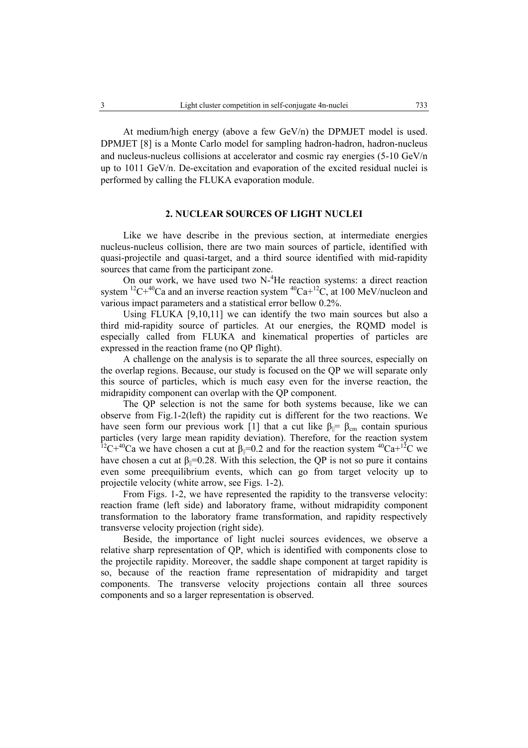At medium/high energy (above a few GeV/n) the DPMJET model is used. DPMJET [8] is a Monte Carlo model for sampling hadron-hadron, hadron-nucleus and nucleus-nucleus collisions at accelerator and cosmic ray energies (5-10 GeV/n up to 1011 GeV/n. De-excitation and evaporation of the excited residual nuclei is performed by calling the FLUKA evaporation module.

## 2. NUCLEAR SOURCES OF LIGHT NUCLEI

Like we have describe in the previous section, at intermediate energies nucleus-nucleus collision, there are two main sources of particle, identified with quasi-projectile and quasi-target, and a third source identified with mid-rapidity sources that came from the participant zone.

On our work, we have used two N-$^{4}$He reaction systems: a direct reaction system $^{12}$C+$^{40}$Ca and an inverse reaction system $^{40}$Ca+$^{12}$C, at 100 MeV/nucleon and various impact parameters and a statistical error bellow 0.2%.

Using FLUKA [9,10,11] we can identify the two main sources but also a third mid-rapidity source of particles. At our energies, the RQMD model is especially called from FLUKA and kinematical properties of particles are expressed in the reaction frame (no QP flight).

A challenge on the analysis is to separate the all three sources, especially on the overlap regions. Because, our study is focused on the QP we will separate only this source of particles, which is much easy even for the inverse reaction, the midrapidity component can overlap with the QP component.

The QP selection is not the same for both systems because, like we can observe from Fig.1-2(left) the rapidity cut is different for the two reactions. We have seen form our previous work [1] that a cut like $\beta_{||}= \beta_{cm}$ contain spurious particles (very large mean rapidity deviation). Therefore, for the reaction system $^{12}$C+$^{40}$Ca we have chosen a cut at $\beta_{||}$=0.2 and for the reaction system $^{40}$Ca+$^{12}$C we have chosen a cut at $\beta_{||}$=0.28. With this selection, the QP is not so pure it contains even some preequilibrium events, which can go from target velocity up to projectile velocity (white arrow, see Figs. 1-2).

From Figs. 1-2, we have represented the rapidity to the transverse velocity: reaction frame (left side) and laboratory frame, without midrapidity component transformation to the laboratory frame transformation, and rapidity respectively transverse velocity projection (right side).

Beside, the importance of light nuclei sources evidences, we observe a relative sharp representation of QP, which is identified with components close to the projectile rapidity. Moreover, the saddle shape component at target rapidity is so, because of the reaction frame representation of midrapidity and target components. The transverse velocity projections contain all three sources components and so a larger representation is observed.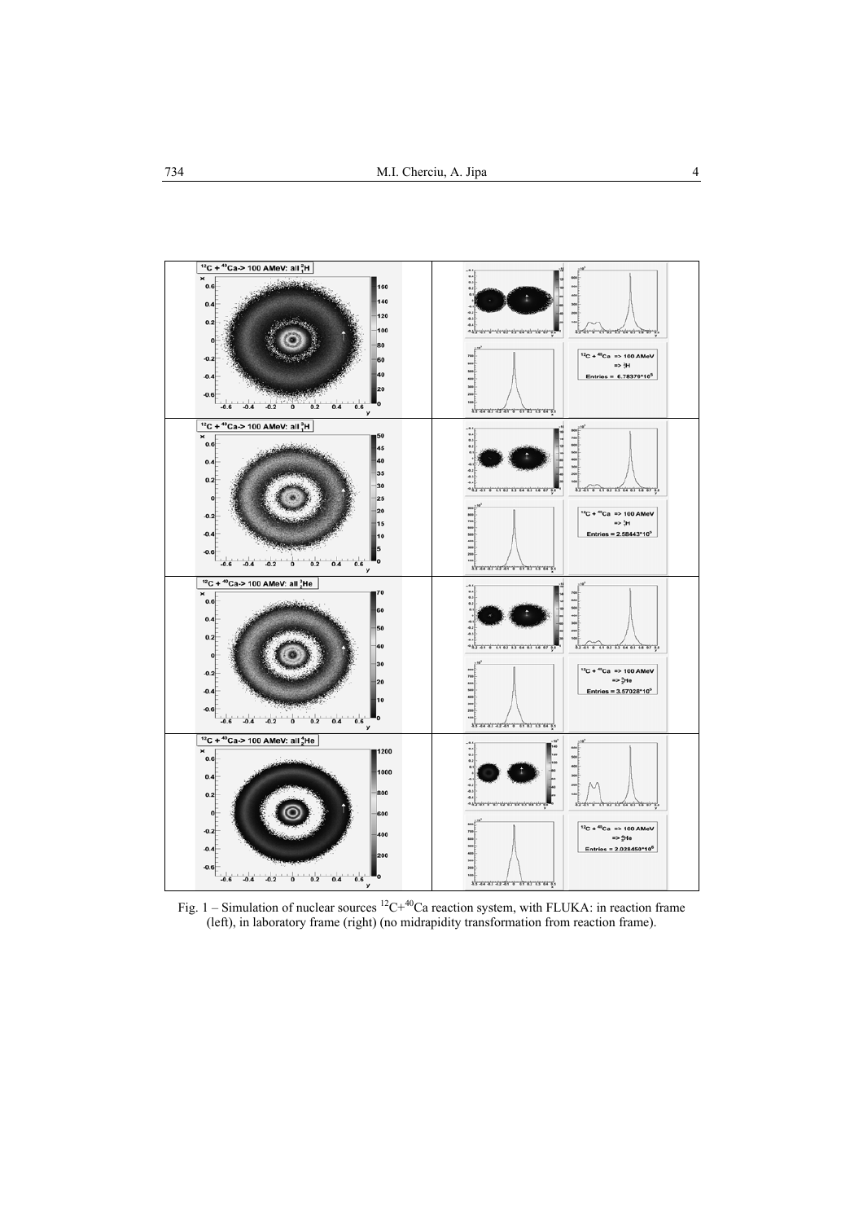Fig. 1 – Simulation of nuclear sources $^{12}C$+$^{40}Ca$ reaction system, with FLUKA: in reaction frame (left), in laboratory frame (right) (no midrapidity transformation from reaction frame).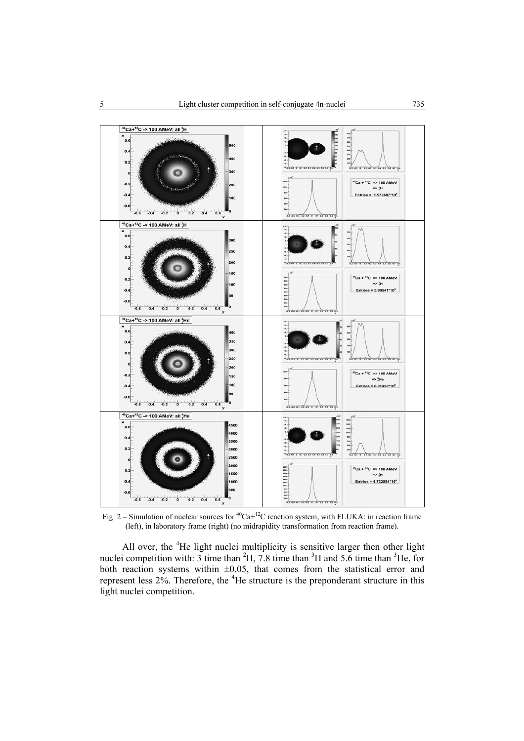Fig. 2 – Simulation of nuclear sources for $^{40}$Ca+$^{12}$C reaction system, with FLUKA: in reaction frame (left), in laboratory frame (right) (no midrapidity transformation from reaction frame).

All over, the $^{4}$He light nuclei multiplicity is sensitive larger then other light nuclei competition with: 3 time than $^{2}$H, 7.8 time than $^{3}$H and 5.6 time than $^{3}$He, for both reaction systems within ±0.05, that comes from the statistical error and represent less 2%. Therefore, the $^{4}$He structure is the preponderant structure in this light nuclei competition.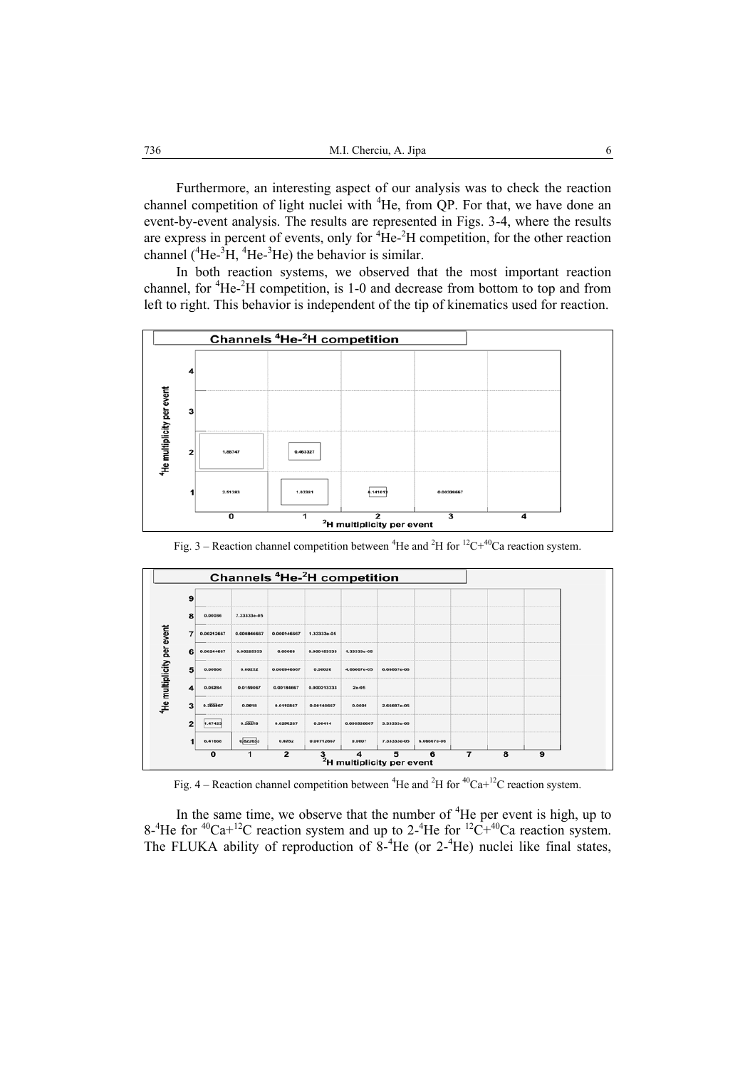Furthermore, an interesting aspect of our analysis was to check the reaction channel competition of light nuclei with $^{4}$He, from QP. For that, we have done an event-by-event analysis. The results are represented in Figs. 3-4, where the results are express in percent of events, only for $^{4}$He-$^{2}$H competition, for the other reaction channel ($^{4}$He-$^{3}$H, $^{4}$He-$^{3}$He) the behavior is similar.

In both reaction systems, we observed that the most important reaction channel, for $^{4}$He-$^{2}$H competition, is 1-0 and decrease from bottom to top and from left to right. This behavior is independent of the tip of kinematics used for reaction.

Fig. 3 – Reaction channel competition between $^{4}$He and $^{2}$H for $^{12}$C+$^{40}$Ca reaction system.

Fig. 4 – Reaction channel competition between $^{4}$He and $^{2}$H for $^{40}$Ca+$^{12}$C reaction system.

In the same time, we observe that the number of $^{4}$He per event is high, up to 8-$^{4}$He for $^{40}$Ca+$^{12}$C reaction system and up to 2-$^{4}$He for $^{12}$C+$^{40}$Ca reaction system. The FLUKA ability of reproduction of 8-$^{4}$He (or 2-$^{4}$He) nuclei like final states,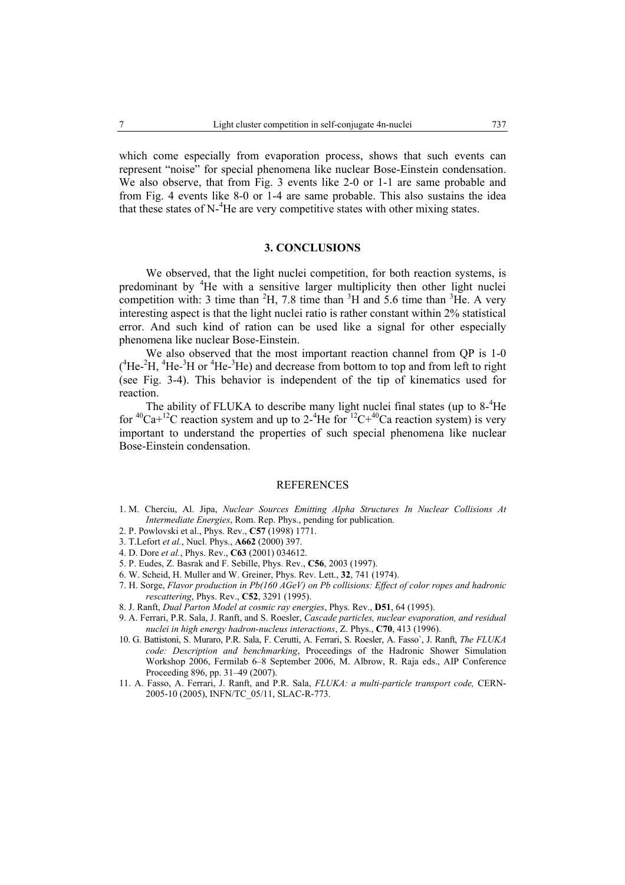which come especially from evaporation process, shows that such events can represent "noise" for special phenomena like nuclear Bose-Einstein condensation. We also observe, that from Fig. 3 events like 2-0 or 1-1 are same probable and from Fig. 4 events like 8-0 or 1-4 are same probable. This also sustains the idea that these states of N-$^{4}$He are very competitive states with other mixing states.

## 3. CONCLUSIONS

We observed, that the light nuclei competition, for both reaction systems, is predominant by $^{4}$He with a sensitive larger multiplicity then other light nuclei competition with: 3 time than $^{2}$H, 7.8 time than $^{3}$H and 5.6 time than $^{3}$He. A very interesting aspect is that the light nuclei ratio is rather constant within 2% statistical error. And such kind of ration can be used like a signal for other especially phenomena like nuclear Bose-Einstein.

We also observed that the most important reaction channel from QP is 1-0 ($^{4}$He-$^{2}$H, $^{4}$He-$^{3}$H or $^{4}$He-$^{3}$He) and decrease from bottom to top and from left to right (see Fig. 3-4). This behavior is independent of the tip of kinematics used for reaction.

The ability of FLUKA to describe many light nuclei final states (up to 8-$^{4}$He for $^{40}$Ca+$^{12}$C reaction system and up to 2-$^{4}$He for $^{12}$C+$^{40}$Ca reaction system) is very important to understand the properties of such special phenomena like nuclear Bose-Einstein condensation.

## REFERENCES

1. M. Cherciu, Al. Jipa, *Nuclear Sources Emitting Alpha Structures In Nuclear Collisions At Intermediate Energies*, Rom. Rep. Phys., pending for publication.
2. P. Powlovski et al., Phys. Rev., **C57** (1998) 1771.
3. T.Lefort *et al.*, Nucl. Phys., **A662** (2000) 397.
4. D. Dore *et al.*, Phys. Rev., **C63** (2001) 034612.
5. P. Eudes, Z. Basrak and F. Sebille, Phys. Rev., **C56**, 2003 (1997).
6. W. Scheid, H. Muller and W. Greiner, Phys. Rev. Lett., **32**, 741 (1974).
7. H. Sorge, *Flavor production in Pb(160 AGeV) on Pb collisions: Effect of color ropes and hadronic rescattering*, Phys. Rev., **C52**, 3291 (1995).
8. J. Ranft, *Dual Parton Model at cosmic ray energies*, Phys. Rev., **D51**, 64 (1995).
9. A. Ferrari, P.R. Sala, J. Ranft, and S. Roesler, *Cascade particles, nuclear evaporation, and residual nuclei in high energy hadron-nucleus interactions*, Z. Phys., **C70**, 413 (1996).
10. G. Battistoni, S. Muraro, P.R. Sala, F. Cerutti, A. Ferrari, S. Roesler, A. Fasso`, J. Ranft, *The FLUKA code: Description and benchmarking*, Proceedings of the Hadronic Shower Simulation Workshop 2006, Fermilab 6–8 September 2006, M. Albrow, R. Raja eds., AIP Conference Proceeding 896, pp. 31–49 (2007).
11. A. Fasso, A. Ferrari, J. Ranft, and P.R. Sala, *FLUKA: a multi-particle transport code,* CERN-2005-10 (2005), INFN/TC_05/11, SLAC-R-773.